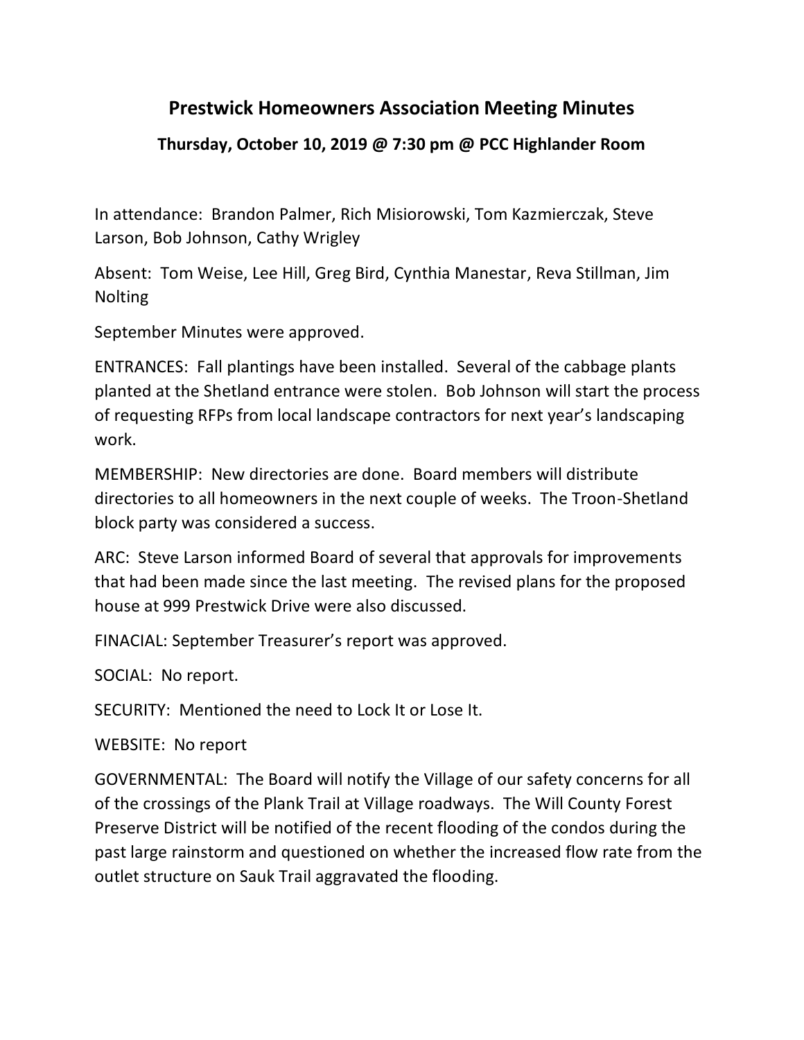# Prestwick Homeowners Association Meeting Minutes

## Thursday, October 10, 2019 @ 7:30 pm @ PCC Highlander Room

In attendance: Brandon Palmer, Rich Misiorowski, Tom Kazmierczak, Steve Larson, Bob Johnson, Cathy Wrigley

Absent: Tom Weise, Lee Hill, Greg Bird, Cynthia Manestar, Reva Stillman, Jim Nolting

September Minutes were approved.

ENTRANCES: Fall plantings have been installed. Several of the cabbage plants planted at the Shetland entrance were stolen. Bob Johnson will start the process of requesting RFPs from local landscape contractors for next year's landscaping work.

MEMBERSHIP: New directories are done. Board members will distribute directories to all homeowners in the next couple of weeks. The Troon-Shetland block party was considered a success.

ARC: Steve Larson informed Board of several that approvals for improvements that had been made since the last meeting. The revised plans for the proposed house at 999 Prestwick Drive were also discussed.

FINACIAL: September Treasurer's report was approved.

SOCIAL: No report.

SECURITY: Mentioned the need to Lock It or Lose It.

WEBSITE: No report

GOVERNMENTAL: The Board will notify the Village of our safety concerns for all of the crossings of the Plank Trail at Village roadways. The Will County Forest Preserve District will be notified of the recent flooding of the condos during the past large rainstorm and questioned on whether the increased flow rate from the outlet structure on Sauk Trail aggravated the flooding.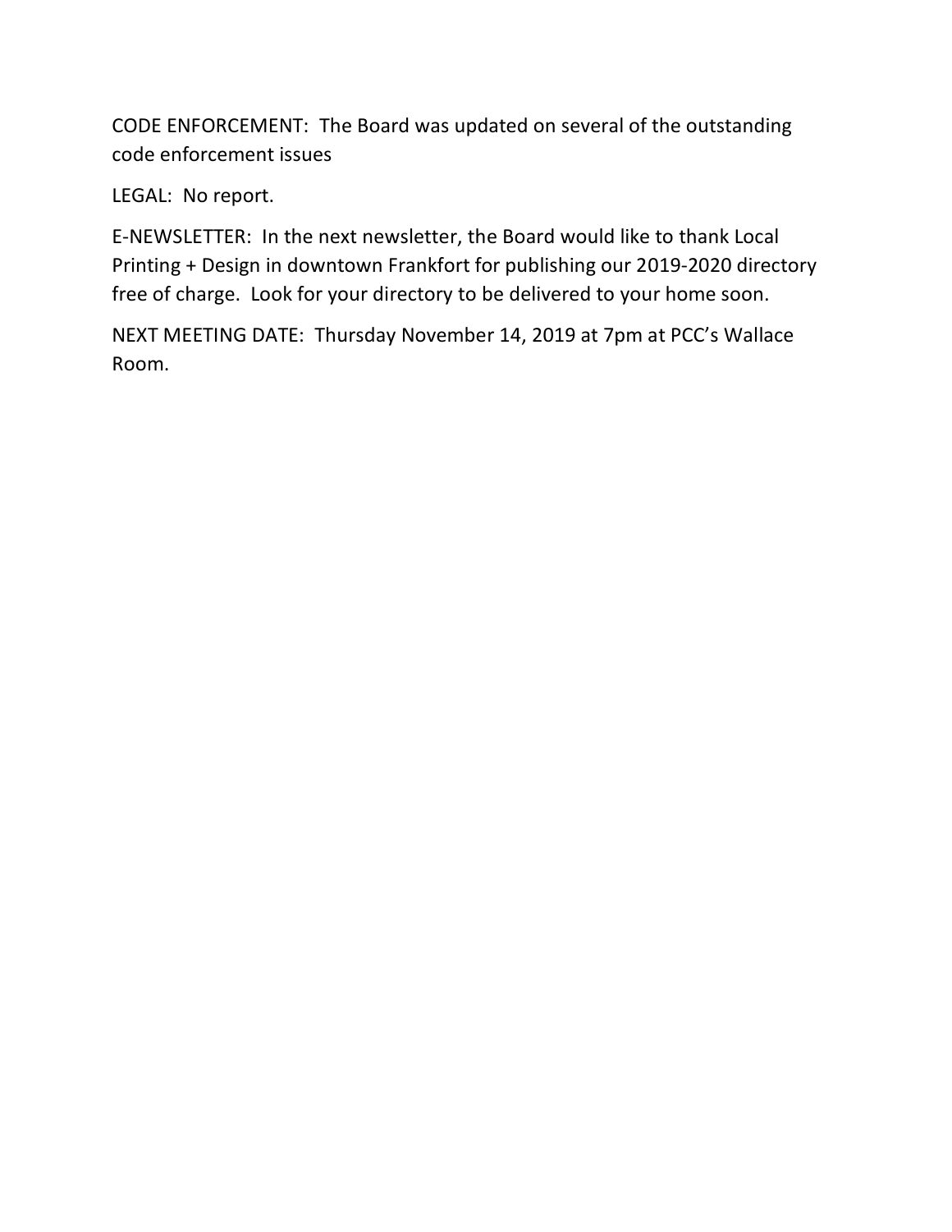CODE ENFORCEMENT:  The Board was updated on several of the outstanding code enforcement issues

LEGAL:  No report.

E-NEWSLETTER:  In the next newsletter, the Board would like to thank Local Printing + Design in downtown Frankfort for publishing our 2019-2020 directory free of charge.  Look for your directory to be delivered to your home soon.

NEXT MEETING DATE:  Thursday November 14, 2019 at 7pm at PCC's Wallace Room.